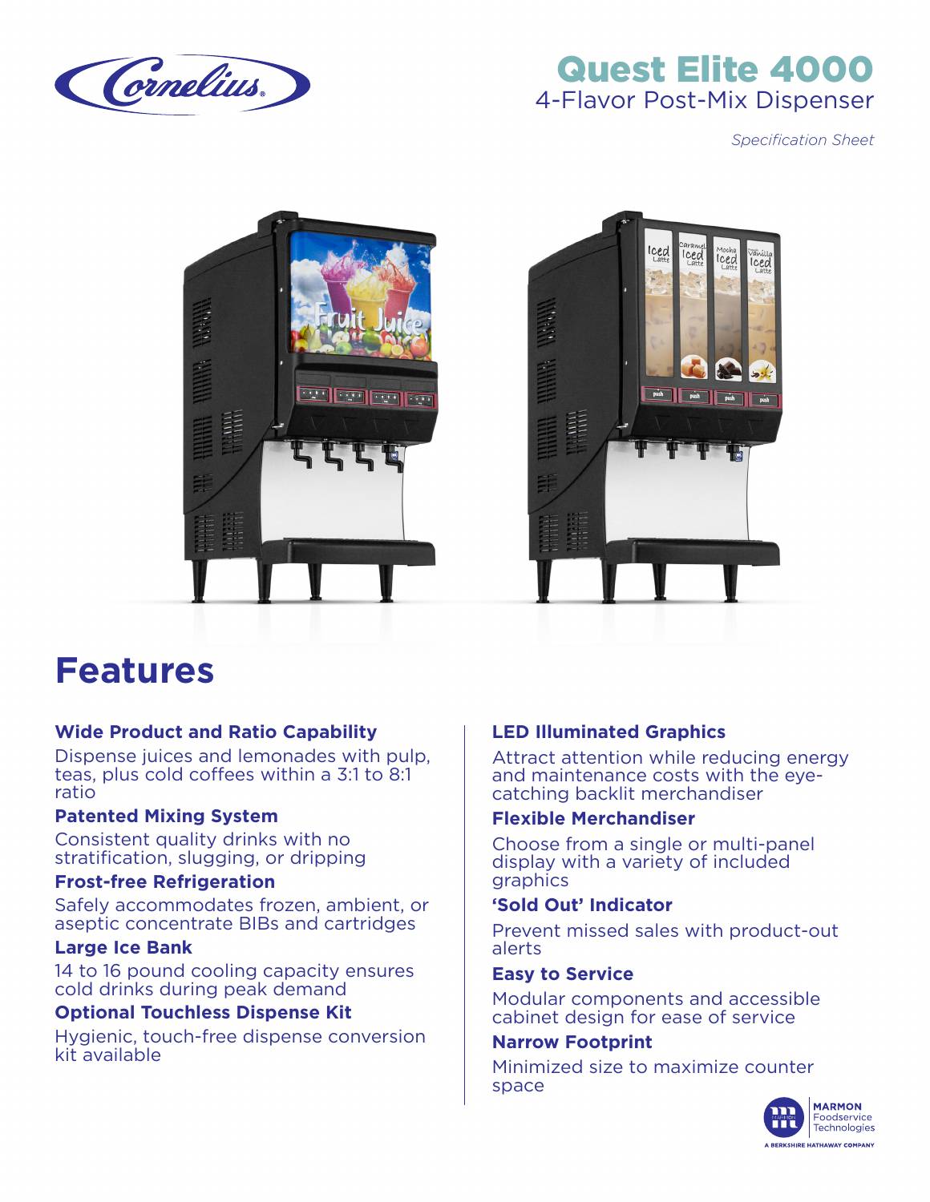# Quest Elite 4000

## 4-Flavor Post-Mix Dispenser

*Specification Sheet*

## Features

### Wide Product and Ratio Capability

Dispense juices and lemonades with pulp, teas, plus cold coffees within a 3:1 to 8:1 ratio

### Patented Mixing System

Consistent quality drinks with no stratification, slugging, or dripping

### Frost-free Refrigeration

Safely accommodates frozen, ambient, or aseptic concentrate BIBs and cartridges

### Large Ice Bank

14 to 16 pound cooling capacity ensures cold drinks during peak demand

### Optional Touchless Dispense Kit

Hygienic, touch-free dispense conversion kit available

### LED Illuminated Graphics

Attract attention while reducing energy and maintenance costs with the eye-catching backlit merchandiser

### Flexible Merchandiser

Choose from a single or multi-panel display with a variety of included graphics

### 'Sold Out' Indicator

Prevent missed sales with product-out alerts

### Easy to Service

Modular components and accessible cabinet design for ease of service

### Narrow Footprint

Minimized size to maximize counter space

MARMON Foodservice Technologies

A BERKSHIRE HATHAWAY COMPANY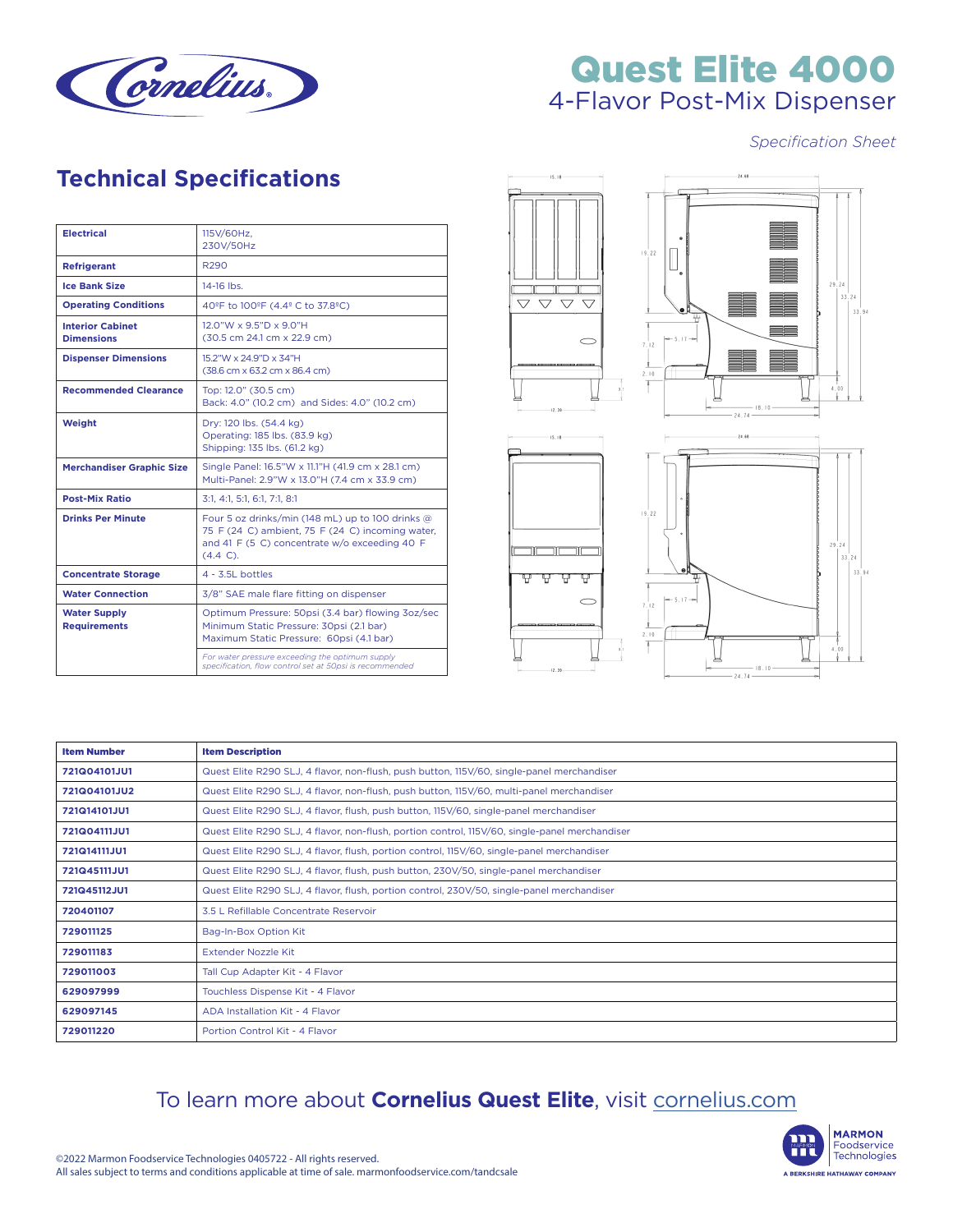# Quest Elite 4000

## 4-Flavor Post-Mix Dispenser

*Specification Sheet*

## Technical Specifications

| | |
|---|---|
| **Electrical** | 115V/60Hz, 230V/50Hz |
| **Refrigerant** | R290 |
| **Ice Bank Size** | 14-16 lbs. |
| **Operating Conditions** | 40ºF to 100ºF (4.4º C to 37.8ºC) |
| **Interior Cabinet Dimensions** | 12.0"W x 9.5"D x 9.0"H (30.5 cm 24.1 cm x 22.9 cm) |
| **Dispenser Dimensions** | 15.2"W x 24.9"D x 34"H (38.6 cm x 63.2 cm x 86.4 cm) |
| **Recommended Clearance** | Top: 12.0" (30.5 cm) Back: 4.0" (10.2 cm) and Sides: 4.0" (10.2 cm) |
| **Weight** | Dry: 120 lbs. (54.4 kg) Operating: 185 lbs. (83.9 kg) Shipping: 135 lbs. (61.2 kg) |
| **Merchandiser Graphic Size** | Single Panel: 16.5"W x 11.1"H (41.9 cm x 28.1 cm) Multi-Panel: 2.9"W x 13.0"H (7.4 cm x 33.9 cm) |
| **Post-Mix Ratio** | 3:1, 4:1, 5:1, 6:1, 7:1, 8:1 |
| **Drinks Per Minute** | Four 5 oz drinks/min (148 mL) up to 100 drinks @ 75 F (24 C) ambient, 75 F (24 C) incoming water, and 41 F (5 C) concentrate w/o exceeding 40 F (4.4 C). |
| **Concentrate Storage** | 4 - 3.5L bottles |
| **Water Connection** | 3/8" SAE male flare fitting on dispenser |
| **Water Supply Requirements** | Optimum Pressure: 50psi (3.4 bar) flowing 3oz/sec Minimum Static Pressure: 30psi (2.1 bar) Maximum Static Pressure: 60psi (4.1 bar) *For water pressure exceeding the optimum supply specification, flow control set at 50psi is recommended* |

15.18
24.68
19.22
29.24
33.24
33.94
7.12
5.17
2.10
4.00
12.39
18.10
24.74

| Item Number | Item Description |
|---|---|
| **721Q04101JU1** | Quest Elite R290 SLJ, 4 flavor, non-flush, push button, 115V/60, single-panel merchandiser |
| **721Q04101JU2** | Quest Elite R290 SLJ, 4 flavor, non-flush, push button, 115V/60, multi-panel merchandiser |
| **721Q14101JU1** | Quest Elite R290 SLJ, 4 flavor, flush, push button, 115V/60, single-panel merchandiser |
| **721Q04111JU1** | Quest Elite R290 SLJ, 4 flavor, non-flush, portion control, 115V/60, single-panel merchandiser |
| **721Q14111JU1** | Quest Elite R290 SLJ, 4 flavor, flush, portion control, 115V/60, single-panel merchandiser |
| **721Q45111JU1** | Quest Elite R290 SLJ, 4 flavor, flush, push button, 230V/50, single-panel merchandiser |
| **721Q45112JU1** | Quest Elite R290 SLJ, 4 flavor, flush, portion control, 230V/50, single-panel merchandiser |
| **720401107** | 3.5 L Refillable Concentrate Reservoir |
| **729011125** | Bag-In-Box Option Kit |
| **729011183** | Extender Nozzle Kit |
| **729011003** | Tall Cup Adapter Kit - 4 Flavor |
| **629097999** | Touchless Dispense Kit - 4 Flavor |
| **629097145** | ADA Installation Kit - 4 Flavor |
| **729011220** | Portion Control Kit - 4 Flavor |

To learn more about **Cornelius Quest Elite**, visit cornelius.com

©2022 Marmon Foodservice Technologies 0405722 - All rights reserved.
All sales subject to terms and conditions applicable at time of sale. marmonfoodservice.com/tandcsale

MARMON Foodservice Technologies
A BERKSHIRE HATHAWAY COMPANY